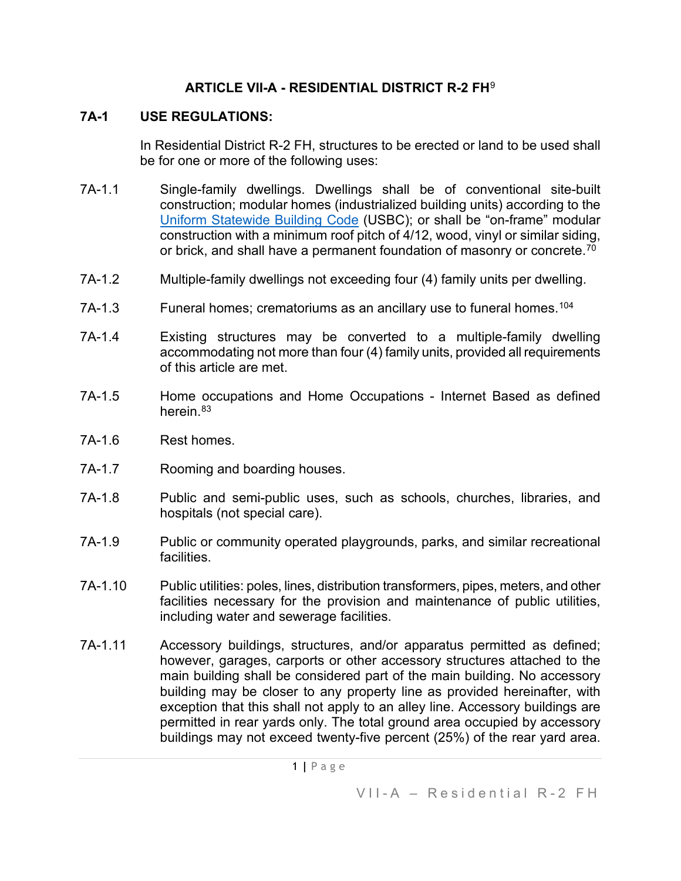# ARTICLE VII-A - RESIDENTIAL DISTRICT R-2 FH[9]

## 7A-1 USE REGULATIONS:

In Residential District R-2 FH, structures to be erected or land to be used shall be for one or more of the following uses:

7A-1.1 Single-family dwellings. Dwellings shall be of conventional site-built construction; modular homes (industrialized building units) according to the Uniform Statewide Building Code (USBC); or shall be "on-frame" modular construction with a minimum roof pitch of 4/12, wood, vinyl or similar siding, or brick, and shall have a permanent foundation of masonry or concrete.[70]

7A-1.2 Multiple-family dwellings not exceeding four (4) family units per dwelling.

7A-1.3 Funeral homes; crematoriums as an ancillary use to funeral homes.[104]

7A-1.4 Existing structures may be converted to a multiple-family dwelling accommodating not more than four (4) family units, provided all requirements of this article are met.

7A-1.5 Home occupations and Home Occupations - Internet Based as defined herein.[83]

7A-1.6 Rest homes.

7A-1.7 Rooming and boarding houses.

7A-1.8 Public and semi-public uses, such as schools, churches, libraries, and hospitals (not special care).

7A-1.9 Public or community operated playgrounds, parks, and similar recreational facilities.

7A-1.10 Public utilities: poles, lines, distribution transformers, pipes, meters, and other facilities necessary for the provision and maintenance of public utilities, including water and sewerage facilities.

7A-1.11 Accessory buildings, structures, and/or apparatus permitted as defined; however, garages, carports or other accessory structures attached to the main building shall be considered part of the main building. No accessory building may be closer to any property line as provided hereinafter, with exception that this shall not apply to an alley line. Accessory buildings are permitted in rear yards only. The total ground area occupied by accessory buildings may not exceed twenty-five percent (25%) of the rear yard area.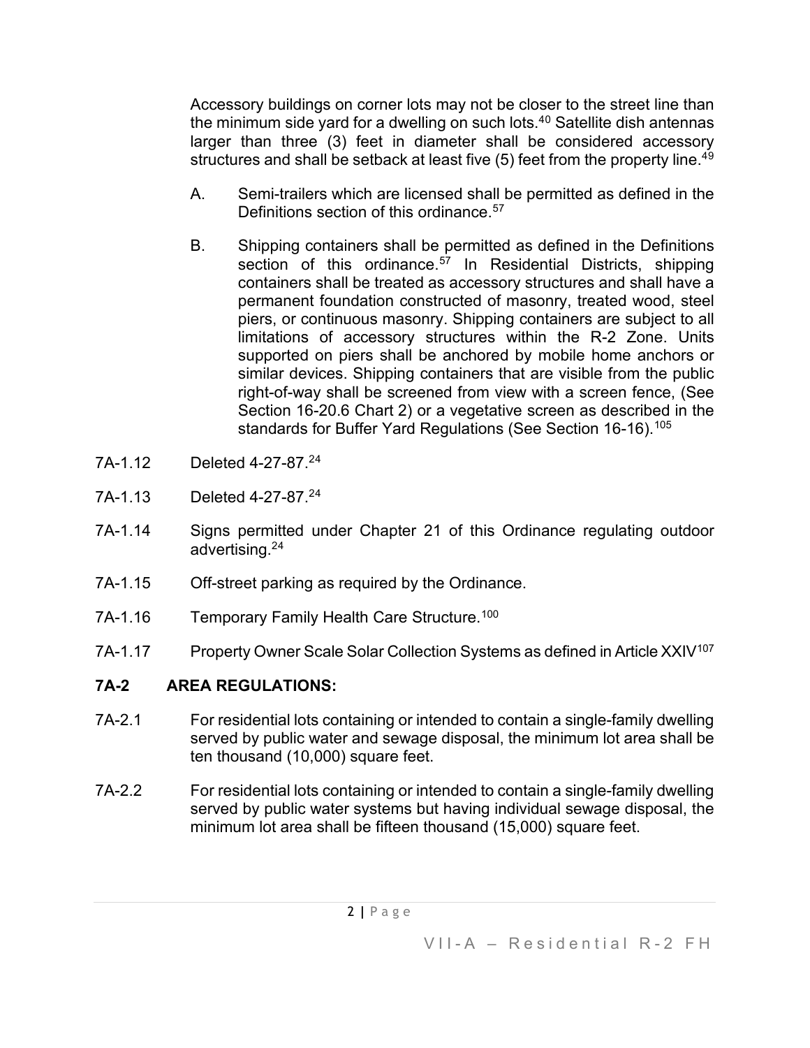Accessory buildings on corner lots may not be closer to the street line than the minimum side yard for a dwelling on such lots.[40] Satellite dish antennas larger than three (3) feet in diameter shall be considered accessory structures and shall be setback at least five (5) feet from the property line.[49]

A. Semi-trailers which are licensed shall be permitted as defined in the Definitions section of this ordinance.[57]

B. Shipping containers shall be permitted as defined in the Definitions section of this ordinance.[57] In Residential Districts, shipping containers shall be treated as accessory structures and shall have a permanent foundation constructed of masonry, treated wood, steel piers, or continuous masonry. Shipping containers are subject to all limitations of accessory structures within the R-2 Zone. Units supported on piers shall be anchored by mobile home anchors or similar devices. Shipping containers that are visible from the public right-of-way shall be screened from view with a screen fence, (See Section 16-20.6 Chart 2) or a vegetative screen as described in the standards for Buffer Yard Regulations (See Section 16-16).[105]

7A-1.12 Deleted 4-27-87.[24]

7A-1.13 Deleted 4-27-87.[24]

7A-1.14 Signs permitted under Chapter 21 of this Ordinance regulating outdoor advertising.[24]

7A-1.15 Off-street parking as required by the Ordinance.

7A-1.16 Temporary Family Health Care Structure.[100]

7A-1.17 Property Owner Scale Solar Collection Systems as defined in Article XXIV[107]

## 7A-2 AREA REGULATIONS:

7A-2.1 For residential lots containing or intended to contain a single-family dwelling served by public water and sewage disposal, the minimum lot area shall be ten thousand (10,000) square feet.

7A-2.2 For residential lots containing or intended to contain a single-family dwelling served by public water systems but having individual sewage disposal, the minimum lot area shall be fifteen thousand (15,000) square feet.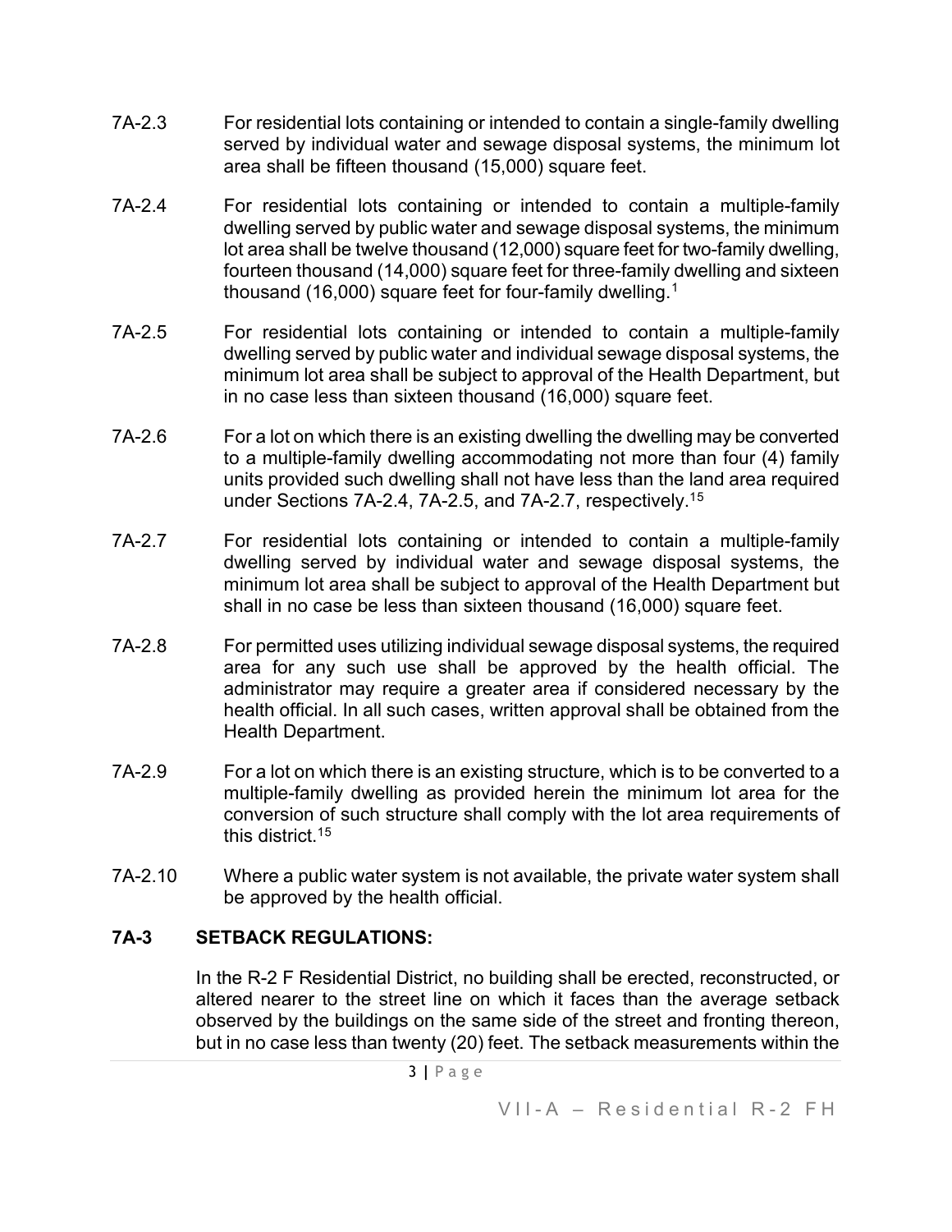7A-2.3 For residential lots containing or intended to contain a single-family dwelling served by individual water and sewage disposal systems, the minimum lot area shall be fifteen thousand (15,000) square feet.

7A-2.4 For residential lots containing or intended to contain a multiple-family dwelling served by public water and sewage disposal systems, the minimum lot area shall be twelve thousand (12,000) square feet for two-family dwelling, fourteen thousand (14,000) square feet for three-family dwelling and sixteen thousand (16,000) square feet for four-family dwelling.[1]

7A-2.5 For residential lots containing or intended to contain a multiple-family dwelling served by public water and individual sewage disposal systems, the minimum lot area shall be subject to approval of the Health Department, but in no case less than sixteen thousand (16,000) square feet.

7A-2.6 For a lot on which there is an existing dwelling the dwelling may be converted to a multiple-family dwelling accommodating not more than four (4) family units provided such dwelling shall not have less than the land area required under Sections 7A-2.4, 7A-2.5, and 7A-2.7, respectively.[15]

7A-2.7 For residential lots containing or intended to contain a multiple-family dwelling served by individual water and sewage disposal systems, the minimum lot area shall be subject to approval of the Health Department but shall in no case be less than sixteen thousand (16,000) square feet.

7A-2.8 For permitted uses utilizing individual sewage disposal systems, the required area for any such use shall be approved by the health official. The administrator may require a greater area if considered necessary by the health official. In all such cases, written approval shall be obtained from the Health Department.

7A-2.9 For a lot on which there is an existing structure, which is to be converted to a multiple-family dwelling as provided herein the minimum lot area for the conversion of such structure shall comply with the lot area requirements of this district.[15]

7A-2.10 Where a public water system is not available, the private water system shall be approved by the health official.

## 7A-3 SETBACK REGULATIONS:

In the R-2 F Residential District, no building shall be erected, reconstructed, or altered nearer to the street line on which it faces than the average setback observed by the buildings on the same side of the street and fronting thereon, but in no case less than twenty (20) feet. The setback measurements within the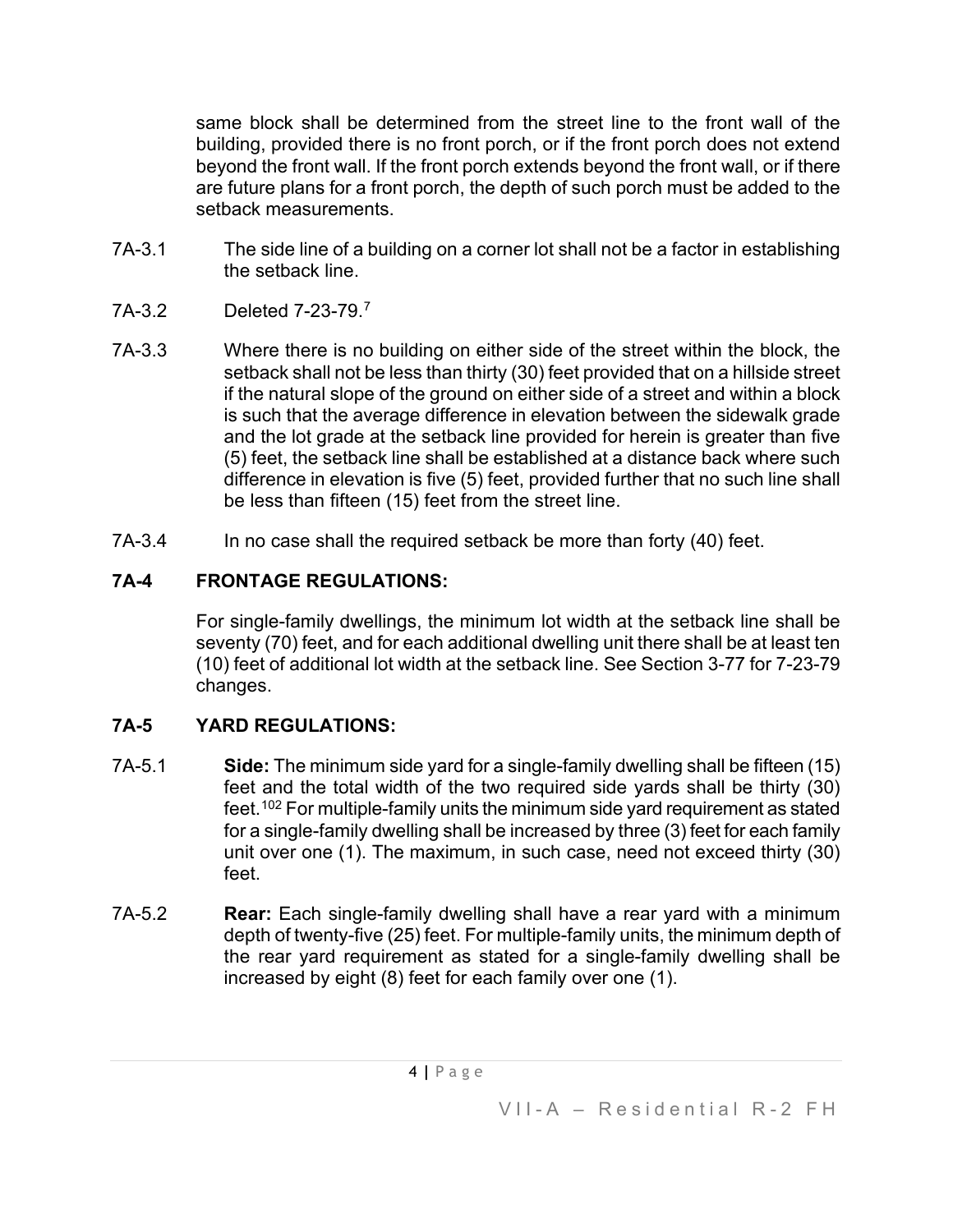same block shall be determined from the street line to the front wall of the building, provided there is no front porch, or if the front porch does not extend beyond the front wall. If the front porch extends beyond the front wall, or if there are future plans for a front porch, the depth of such porch must be added to the setback measurements.

7A-3.1 The side line of a building on a corner lot shall not be a factor in establishing the setback line.

7A-3.2 Deleted 7-23-79.[7]

7A-3.3 Where there is no building on either side of the street within the block, the setback shall not be less than thirty (30) feet provided that on a hillside street if the natural slope of the ground on either side of a street and within a block is such that the average difference in elevation between the sidewalk grade and the lot grade at the setback line provided for herein is greater than five (5) feet, the setback line shall be established at a distance back where such difference in elevation is five (5) feet, provided further that no such line shall be less than fifteen (15) feet from the street line.

7A-3.4 In no case shall the required setback be more than forty (40) feet.

## 7A-4 FRONTAGE REGULATIONS:

For single-family dwellings, the minimum lot width at the setback line shall be seventy (70) feet, and for each additional dwelling unit there shall be at least ten (10) feet of additional lot width at the setback line. See Section 3-77 for 7-23-79 changes.

## 7A-5 YARD REGULATIONS:

7A-5.1 **Side:** The minimum side yard for a single-family dwelling shall be fifteen (15) feet and the total width of the two required side yards shall be thirty (30) feet.[102] For multiple-family units the minimum side yard requirement as stated for a single-family dwelling shall be increased by three (3) feet for each family unit over one (1). The maximum, in such case, need not exceed thirty (30) feet.

7A-5.2 **Rear:** Each single-family dwelling shall have a rear yard with a minimum depth of twenty-five (25) feet. For multiple-family units, the minimum depth of the rear yard requirement as stated for a single-family dwelling shall be increased by eight (8) feet for each family over one (1).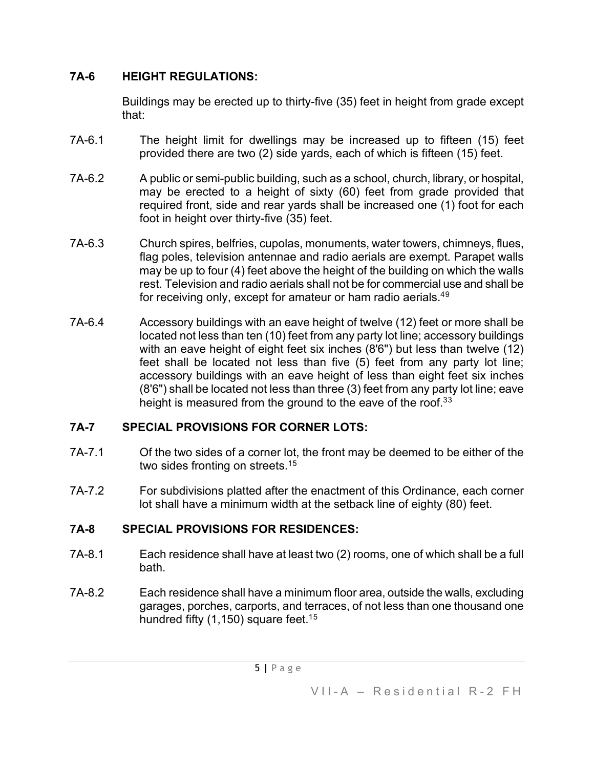## 7A-6 HEIGHT REGULATIONS:

Buildings may be erected up to thirty-five (35) feet in height from grade except that:

7A-6.1 The height limit for dwellings may be increased up to fifteen (15) feet provided there are two (2) side yards, each of which is fifteen (15) feet.

7A-6.2 A public or semi-public building, such as a school, church, library, or hospital, may be erected to a height of sixty (60) feet from grade provided that required front, side and rear yards shall be increased one (1) foot for each foot in height over thirty-five (35) feet.

7A-6.3 Church spires, belfries, cupolas, monuments, water towers, chimneys, flues, flag poles, television antennae and radio aerials are exempt. Parapet walls may be up to four (4) feet above the height of the building on which the walls rest. Television and radio aerials shall not be for commercial use and shall be for receiving only, except for amateur or ham radio aerials.[49]

7A-6.4 Accessory buildings with an eave height of twelve (12) feet or more shall be located not less than ten (10) feet from any party lot line; accessory buildings with an eave height of eight feet six inches (8'6") but less than twelve (12) feet shall be located not less than five (5) feet from any party lot line; accessory buildings with an eave height of less than eight feet six inches (8'6") shall be located not less than three (3) feet from any party lot line; eave height is measured from the ground to the eave of the roof.[33]

## 7A-7 SPECIAL PROVISIONS FOR CORNER LOTS:

7A-7.1 Of the two sides of a corner lot, the front may be deemed to be either of the two sides fronting on streets.[15]

7A-7.2 For subdivisions platted after the enactment of this Ordinance, each corner lot shall have a minimum width at the setback line of eighty (80) feet.

## 7A-8 SPECIAL PROVISIONS FOR RESIDENCES:

7A-8.1 Each residence shall have at least two (2) rooms, one of which shall be a full bath.

7A-8.2 Each residence shall have a minimum floor area, outside the walls, excluding garages, porches, carports, and terraces, of not less than one thousand one hundred fifty (1,150) square feet.[15]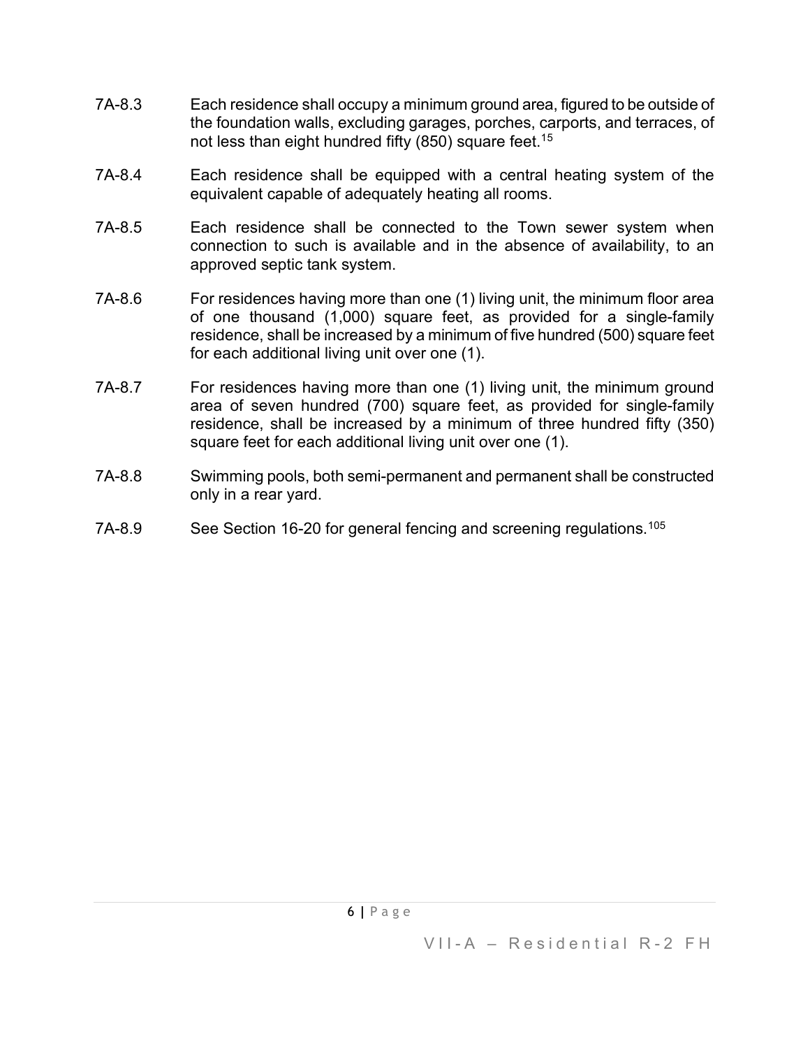7A-8.3 Each residence shall occupy a minimum ground area, figured to be outside of the foundation walls, excluding garages, porches, carports, and terraces, of not less than eight hundred fifty (850) square feet.[15]

7A-8.4 Each residence shall be equipped with a central heating system of the equivalent capable of adequately heating all rooms.

7A-8.5 Each residence shall be connected to the Town sewer system when connection to such is available and in the absence of availability, to an approved septic tank system.

7A-8.6 For residences having more than one (1) living unit, the minimum floor area of one thousand (1,000) square feet, as provided for a single-family residence, shall be increased by a minimum of five hundred (500) square feet for each additional living unit over one (1).

7A-8.7 For residences having more than one (1) living unit, the minimum ground area of seven hundred (700) square feet, as provided for single-family residence, shall be increased by a minimum of three hundred fifty (350) square feet for each additional living unit over one (1).

7A-8.8 Swimming pools, both semi-permanent and permanent shall be constructed only in a rear yard.

7A-8.9 See Section 16-20 for general fencing and screening regulations.[105]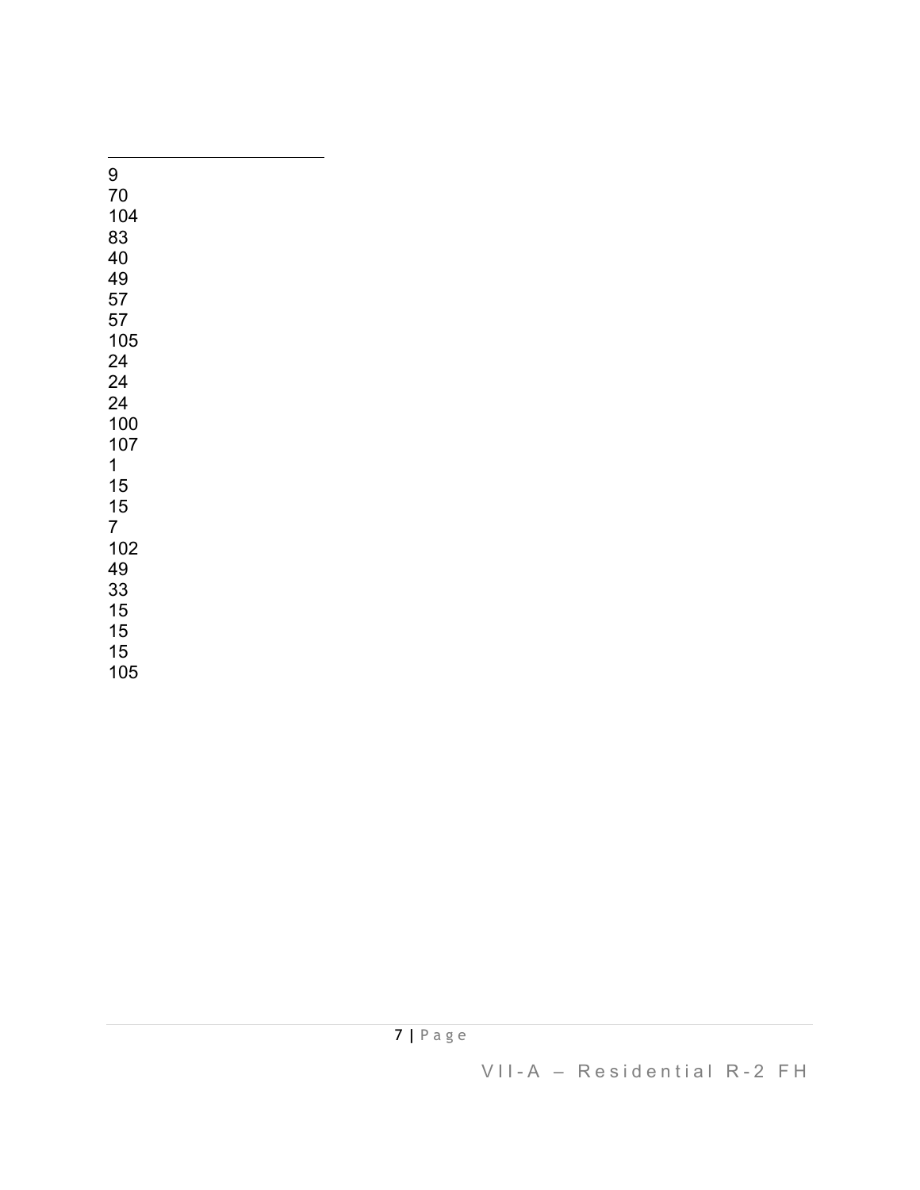---

9
70
104
83
40
49
57
57
105
24
24
24
100
107
1
15
15
7
102
49
33
15
15
15
105